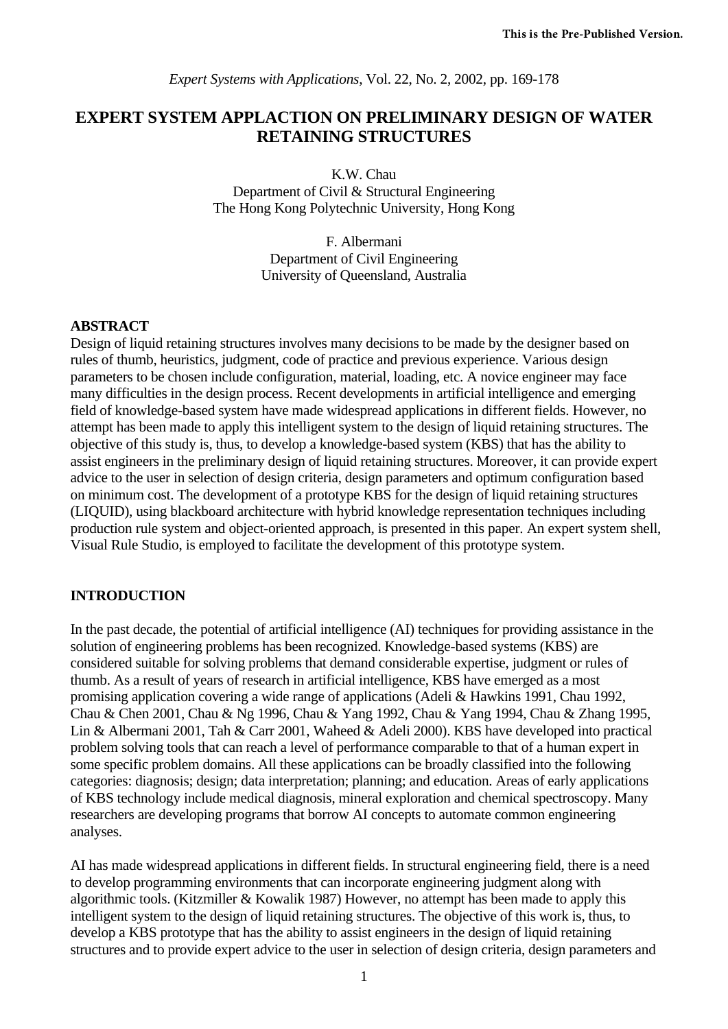This is the Pre-Published Version.

*Expert Systems with Applications*, Vol. 22, No. 2, 2002, pp. 169-178

# EXPERT SYSTEM APPLACTION ON PRELIMINARY DESIGN OF WATER RETAINING STRUCTURES

K.W. Chau
Department of Civil & Structural Engineering
The Hong Kong Polytechnic University, Hong Kong

F. Albermani
Department of Civil Engineering
University of Queensland, Australia

## ABSTRACT

Design of liquid retaining structures involves many decisions to be made by the designer based on rules of thumb, heuristics, judgment, code of practice and previous experience. Various design parameters to be chosen include configuration, material, loading, etc. A novice engineer may face many difficulties in the design process. Recent developments in artificial intelligence and emerging field of knowledge-based system have made widespread applications in different fields. However, no attempt has been made to apply this intelligent system to the design of liquid retaining structures. The objective of this study is, thus, to develop a knowledge-based system (KBS) that has the ability to assist engineers in the preliminary design of liquid retaining structures. Moreover, it can provide expert advice to the user in selection of design criteria, design parameters and optimum configuration based on minimum cost. The development of a prototype KBS for the design of liquid retaining structures (LIQUID), using blackboard architecture with hybrid knowledge representation techniques including production rule system and object-oriented approach, is presented in this paper. An expert system shell, Visual Rule Studio, is employed to facilitate the development of this prototype system.

## INTRODUCTION

In the past decade, the potential of artificial intelligence (AI) techniques for providing assistance in the solution of engineering problems has been recognized. Knowledge-based systems (KBS) are considered suitable for solving problems that demand considerable expertise, judgment or rules of thumb. As a result of years of research in artificial intelligence, KBS have emerged as a most promising application covering a wide range of applications (Adeli & Hawkins 1991, Chau 1992, Chau & Chen 2001, Chau & Ng 1996, Chau & Yang 1992, Chau & Yang 1994, Chau & Zhang 1995, Lin & Albermani 2001, Tah & Carr 2001, Waheed & Adeli 2000). KBS have developed into practical problem solving tools that can reach a level of performance comparable to that of a human expert in some specific problem domains. All these applications can be broadly classified into the following categories: diagnosis; design; data interpretation; planning; and education. Areas of early applications of KBS technology include medical diagnosis, mineral exploration and chemical spectroscopy. Many researchers are developing programs that borrow AI concepts to automate common engineering analyses.

AI has made widespread applications in different fields. In structural engineering field, there is a need to develop programming environments that can incorporate engineering judgment along with algorithmic tools. (Kitzmiller & Kowalik 1987) However, no attempt has been made to apply this intelligent system to the design of liquid retaining structures. The objective of this work is, thus, to develop a KBS prototype that has the ability to assist engineers in the design of liquid retaining structures and to provide expert advice to the user in selection of design criteria, design parameters and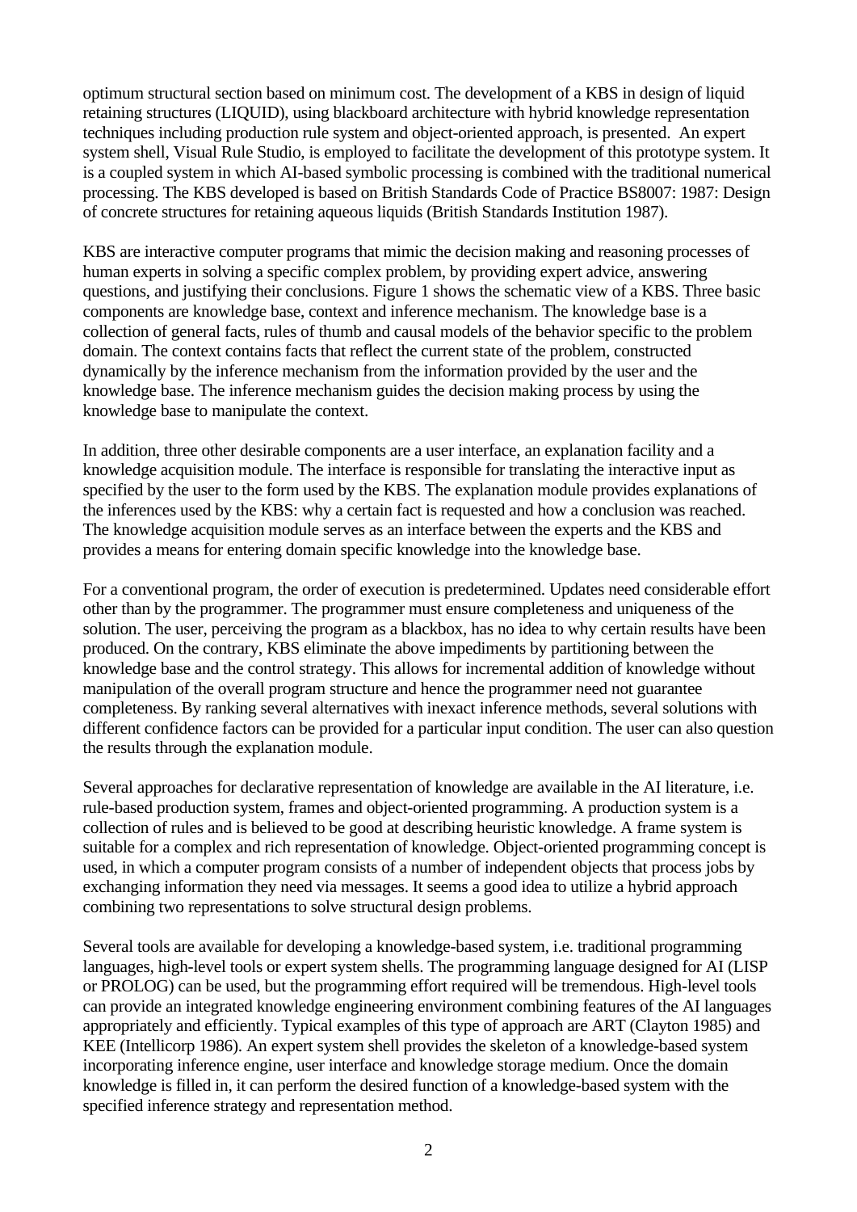optimum structural section based on minimum cost. The development of a KBS in design of liquid retaining structures (LIQUID), using blackboard architecture with hybrid knowledge representation techniques including production rule system and object-oriented approach, is presented. An expert system shell, Visual Rule Studio, is employed to facilitate the development of this prototype system. It is a coupled system in which AI-based symbolic processing is combined with the traditional numerical processing. The KBS developed is based on British Standards Code of Practice BS8007: 1987: Design of concrete structures for retaining aqueous liquids (British Standards Institution 1987).

KBS are interactive computer programs that mimic the decision making and reasoning processes of human experts in solving a specific complex problem, by providing expert advice, answering questions, and justifying their conclusions. Figure 1 shows the schematic view of a KBS. Three basic components are knowledge base, context and inference mechanism. The knowledge base is a collection of general facts, rules of thumb and causal models of the behavior specific to the problem domain. The context contains facts that reflect the current state of the problem, constructed dynamically by the inference mechanism from the information provided by the user and the knowledge base. The inference mechanism guides the decision making process by using the knowledge base to manipulate the context.

In addition, three other desirable components are a user interface, an explanation facility and a knowledge acquisition module. The interface is responsible for translating the interactive input as specified by the user to the form used by the KBS. The explanation module provides explanations of the inferences used by the KBS: why a certain fact is requested and how a conclusion was reached. The knowledge acquisition module serves as an interface between the experts and the KBS and provides a means for entering domain specific knowledge into the knowledge base.

For a conventional program, the order of execution is predetermined. Updates need considerable effort other than by the programmer. The programmer must ensure completeness and uniqueness of the solution. The user, perceiving the program as a blackbox, has no idea to why certain results have been produced. On the contrary, KBS eliminate the above impediments by partitioning between the knowledge base and the control strategy. This allows for incremental addition of knowledge without manipulation of the overall program structure and hence the programmer need not guarantee completeness. By ranking several alternatives with inexact inference methods, several solutions with different confidence factors can be provided for a particular input condition. The user can also question the results through the explanation module.

Several approaches for declarative representation of knowledge are available in the AI literature, i.e. rule-based production system, frames and object-oriented programming. A production system is a collection of rules and is believed to be good at describing heuristic knowledge. A frame system is suitable for a complex and rich representation of knowledge. Object-oriented programming concept is used, in which a computer program consists of a number of independent objects that process jobs by exchanging information they need via messages. It seems a good idea to utilize a hybrid approach combining two representations to solve structural design problems.

Several tools are available for developing a knowledge-based system, i.e. traditional programming languages, high-level tools or expert system shells. The programming language designed for AI (LISP or PROLOG) can be used, but the programming effort required will be tremendous. High-level tools can provide an integrated knowledge engineering environment combining features of the AI languages appropriately and efficiently. Typical examples of this type of approach are ART (Clayton 1985) and KEE (Intellicorp 1986). An expert system shell provides the skeleton of a knowledge-based system incorporating inference engine, user interface and knowledge storage medium. Once the domain knowledge is filled in, it can perform the desired function of a knowledge-based system with the specified inference strategy and representation method.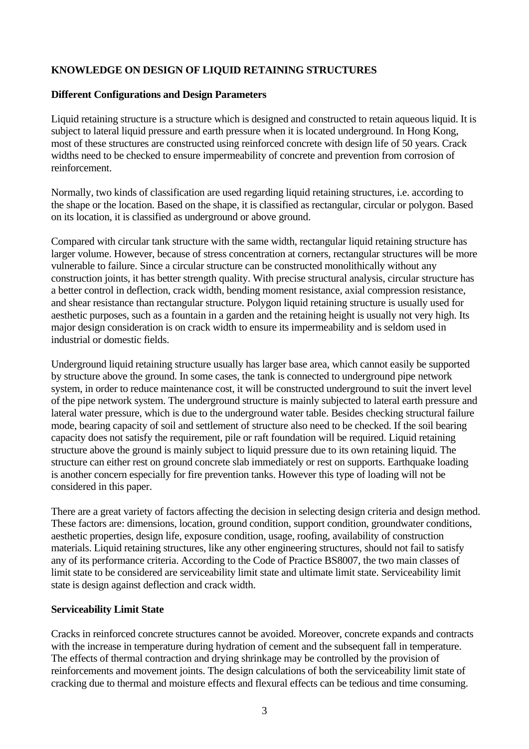**KNOWLEDGE ON DESIGN OF LIQUID RETAINING STRUCTURES**

**Different Configurations and Design Parameters**

Liquid retaining structure is a structure which is designed and constructed to retain aqueous liquid. It is subject to lateral liquid pressure and earth pressure when it is located underground. In Hong Kong, most of these structures are constructed using reinforced concrete with design life of 50 years. Crack widths need to be checked to ensure impermeability of concrete and prevention from corrosion of reinforcement.

Normally, two kinds of classification are used regarding liquid retaining structures, i.e. according to the shape or the location. Based on the shape, it is classified as rectangular, circular or polygon. Based on its location, it is classified as underground or above ground.

Compared with circular tank structure with the same width, rectangular liquid retaining structure has larger volume. However, because of stress concentration at corners, rectangular structures will be more vulnerable to failure. Since a circular structure can be constructed monolithically without any construction joints, it has better strength quality. With precise structural analysis, circular structure has a better control in deflection, crack width, bending moment resistance, axial compression resistance, and shear resistance than rectangular structure. Polygon liquid retaining structure is usually used for aesthetic purposes, such as a fountain in a garden and the retaining height is usually not very high. Its major design consideration is on crack width to ensure its impermeability and is seldom used in industrial or domestic fields.

Underground liquid retaining structure usually has larger base area, which cannot easily be supported by structure above the ground. In some cases, the tank is connected to underground pipe network system, in order to reduce maintenance cost, it will be constructed underground to suit the invert level of the pipe network system. The underground structure is mainly subjected to lateral earth pressure and lateral water pressure, which is due to the underground water table. Besides checking structural failure mode, bearing capacity of soil and settlement of structure also need to be checked. If the soil bearing capacity does not satisfy the requirement, pile or raft foundation will be required. Liquid retaining structure above the ground is mainly subject to liquid pressure due to its own retaining liquid. The structure can either rest on ground concrete slab immediately or rest on supports. Earthquake loading is another concern especially for fire prevention tanks. However this type of loading will not be considered in this paper.

There are a great variety of factors affecting the decision in selecting design criteria and design method. These factors are: dimensions, location, ground condition, support condition, groundwater conditions, aesthetic properties, design life, exposure condition, usage, roofing, availability of construction materials. Liquid retaining structures, like any other engineering structures, should not fail to satisfy any of its performance criteria. According to the Code of Practice BS8007, the two main classes of limit state to be considered are serviceability limit state and ultimate limit state. Serviceability limit state is design against deflection and crack width.

**Serviceability Limit State**

Cracks in reinforced concrete structures cannot be avoided. Moreover, concrete expands and contracts with the increase in temperature during hydration of cement and the subsequent fall in temperature. The effects of thermal contraction and drying shrinkage may be controlled by the provision of reinforcements and movement joints. The design calculations of both the serviceability limit state of cracking due to thermal and moisture effects and flexural effects can be tedious and time consuming.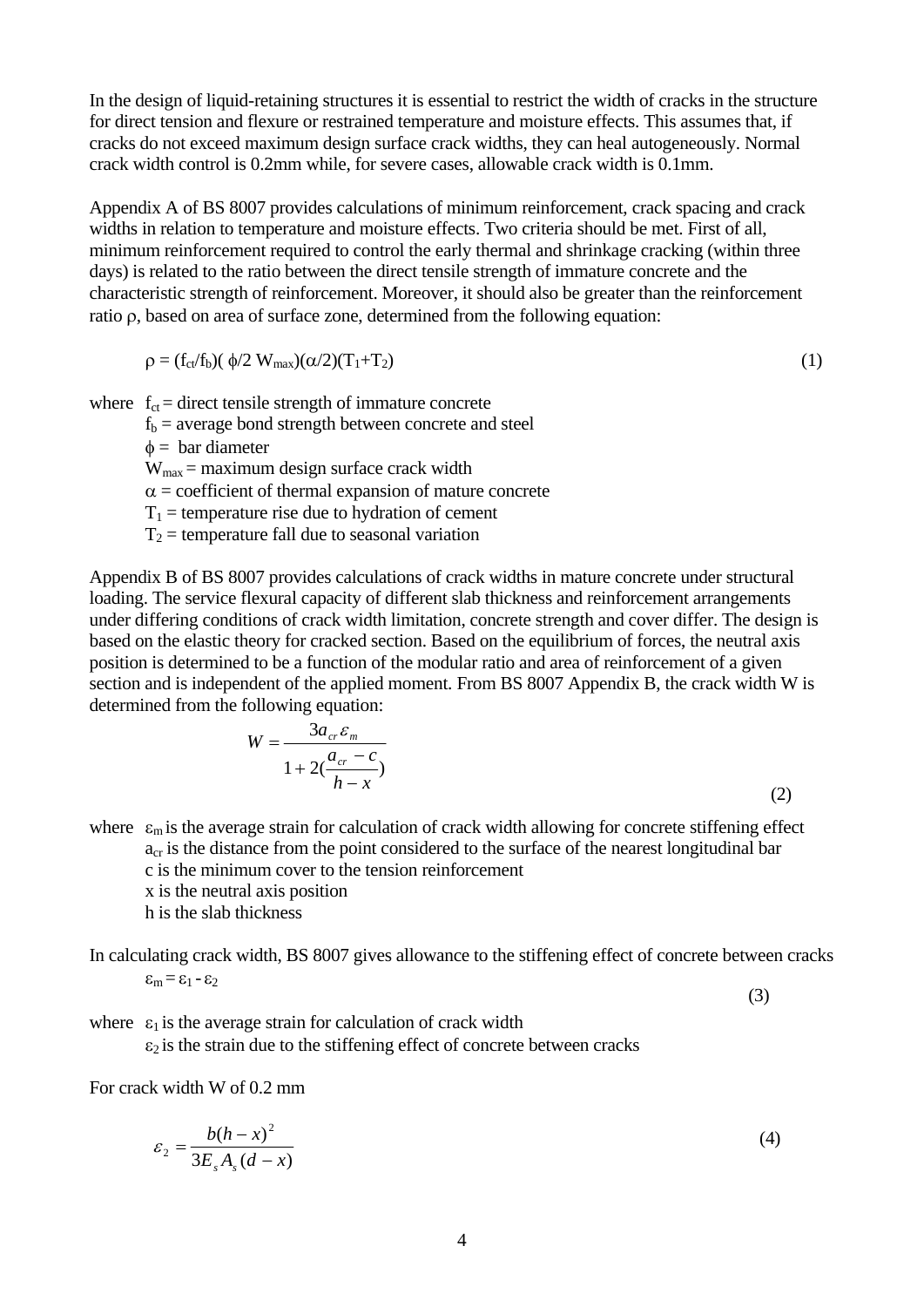In the design of liquid-retaining structures it is essential to restrict the width of cracks in the structure for direct tension and flexure or restrained temperature and moisture effects. This assumes that, if cracks do not exceed maximum design surface crack widths, they can heal autogeneously. Normal crack width control is 0.2mm while, for severe cases, allowable crack width is 0.1mm.

Appendix A of BS 8007 provides calculations of minimum reinforcement, crack spacing and crack widths in relation to temperature and moisture effects. Two criteria should be met. First of all, minimum reinforcement required to control the early thermal and shrinkage cracking (within three days) is related to the ratio between the direct tensile strength of immature concrete and the characteristic strength of reinforcement. Moreover, it should also be greater than the reinforcement ratio $\rho$, based on area of surface zone, determined from the following equation:

$$\rho = (f_{ct}/f_b)(\phi/2\,W_{max})(\alpha/2)(T_1+T_2) \qquad (1)$$

where $f_{ct}$ = direct tensile strength of immature concrete
$f_b$ = average bond strength between concrete and steel
$\phi$ = bar diameter
$W_{max}$ = maximum design surface crack width
$\alpha$ = coefficient of thermal expansion of mature concrete
$T_1$ = temperature rise due to hydration of cement
$T_2$ = temperature fall due to seasonal variation

Appendix B of BS 8007 provides calculations of crack widths in mature concrete under structural loading. The service flexural capacity of different slab thickness and reinforcement arrangements under differing conditions of crack width limitation, concrete strength and cover differ. The design is based on the elastic theory for cracked section. Based on the equilibrium of forces, the neutral axis position is determined to be a function of the modular ratio and area of reinforcement of a given section and is independent of the applied moment. From BS 8007 Appendix B, the crack width W is determined from the following equation:

$$W = \frac{3a_{cr}\varepsilon_m}{1+2\left(\dfrac{a_{cr}-c}{h-x}\right)} \qquad (2)$$

where $\varepsilon_m$ is the average strain for calculation of crack width allowing for concrete stiffening effect
$a_{cr}$ is the distance from the point considered to the surface of the nearest longitudinal bar
c is the minimum cover to the tension reinforcement
x is the neutral axis position
h is the slab thickness

In calculating crack width, BS 8007 gives allowance to the stiffening effect of concrete between cracks

$$\varepsilon_m = \varepsilon_1 - \varepsilon_2 \qquad (3)$$

where $\varepsilon_1$ is the average strain for calculation of crack width
$\varepsilon_2$ is the strain due to the stiffening effect of concrete between cracks

For crack width W of 0.2 mm

$$\varepsilon_2 = \frac{b(h-x)^2}{3E_s A_s (d-x)} \qquad (4)$$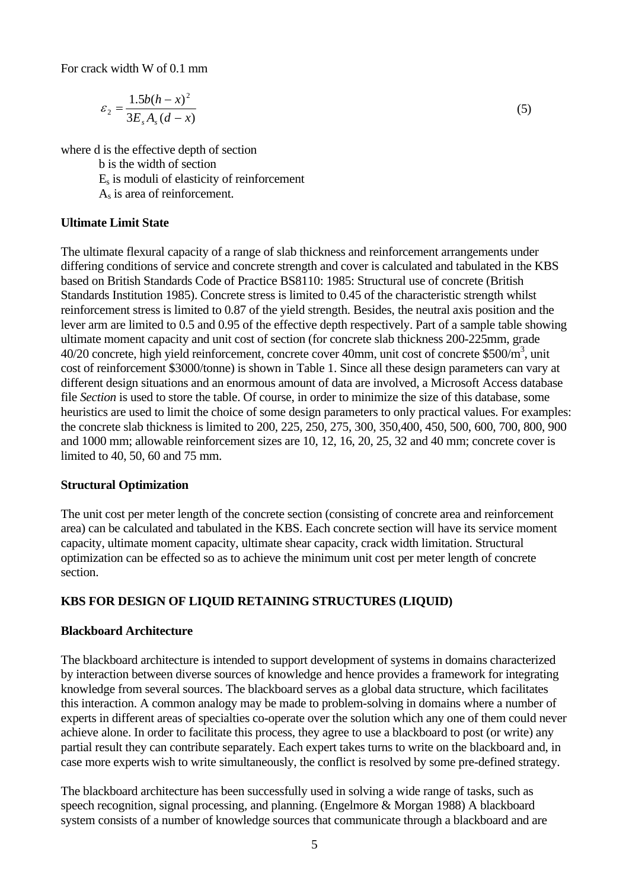For crack width W of 0.1 mm

$$\varepsilon_2 = \frac{1.5b(h-x)^2}{3E_s A_s (d-x)} \tag{5}$$

where d is the effective depth of section
b is the width of section
$E_s$ is moduli of elasticity of reinforcement
$A_s$ is area of reinforcement.

**Ultimate Limit State**

The ultimate flexural capacity of a range of slab thickness and reinforcement arrangements under differing conditions of service and concrete strength and cover is calculated and tabulated in the KBS based on British Standards Code of Practice BS8110: 1985: Structural use of concrete (British Standards Institution 1985). Concrete stress is limited to 0.45 of the characteristic strength whilst reinforcement stress is limited to 0.87 of the yield strength. Besides, the neutral axis position and the lever arm are limited to 0.5 and 0.95 of the effective depth respectively. Part of a sample table showing ultimate moment capacity and unit cost of section (for concrete slab thickness 200-225mm, grade 40/20 concrete, high yield reinforcement, concrete cover 40mm, unit cost of concrete \$500/m$^3$, unit cost of reinforcement \$3000/tonne) is shown in Table 1. Since all these design parameters can vary at different design situations and an enormous amount of data are involved, a Microsoft Access database file *Section* is used to store the table. Of course, in order to minimize the size of this database, some heuristics are used to limit the choice of some design parameters to only practical values. For examples: the concrete slab thickness is limited to 200, 225, 250, 275, 300, 350,400, 450, 500, 600, 700, 800, 900 and 1000 mm; allowable reinforcement sizes are 10, 12, 16, 20, 25, 32 and 40 mm; concrete cover is limited to 40, 50, 60 and 75 mm.

**Structural Optimization**

The unit cost per meter length of the concrete section (consisting of concrete area and reinforcement area) can be calculated and tabulated in the KBS. Each concrete section will have its service moment capacity, ultimate moment capacity, ultimate shear capacity, crack width limitation. Structural optimization can be effected so as to achieve the minimum unit cost per meter length of concrete section.

## KBS FOR DESIGN OF LIQUID RETAINING STRUCTURES (LIQUID)

**Blackboard Architecture**

The blackboard architecture is intended to support development of systems in domains characterized by interaction between diverse sources of knowledge and hence provides a framework for integrating knowledge from several sources. The blackboard serves as a global data structure, which facilitates this interaction. A common analogy may be made to problem-solving in domains where a number of experts in different areas of specialties co-operate over the solution which any one of them could never achieve alone. In order to facilitate this process, they agree to use a blackboard to post (or write) any partial result they can contribute separately. Each expert takes turns to write on the blackboard and, in case more experts wish to write simultaneously, the conflict is resolved by some pre-defined strategy.

The blackboard architecture has been successfully used in solving a wide range of tasks, such as speech recognition, signal processing, and planning. (Engelmore & Morgan 1988) A blackboard system consists of a number of knowledge sources that communicate through a blackboard and are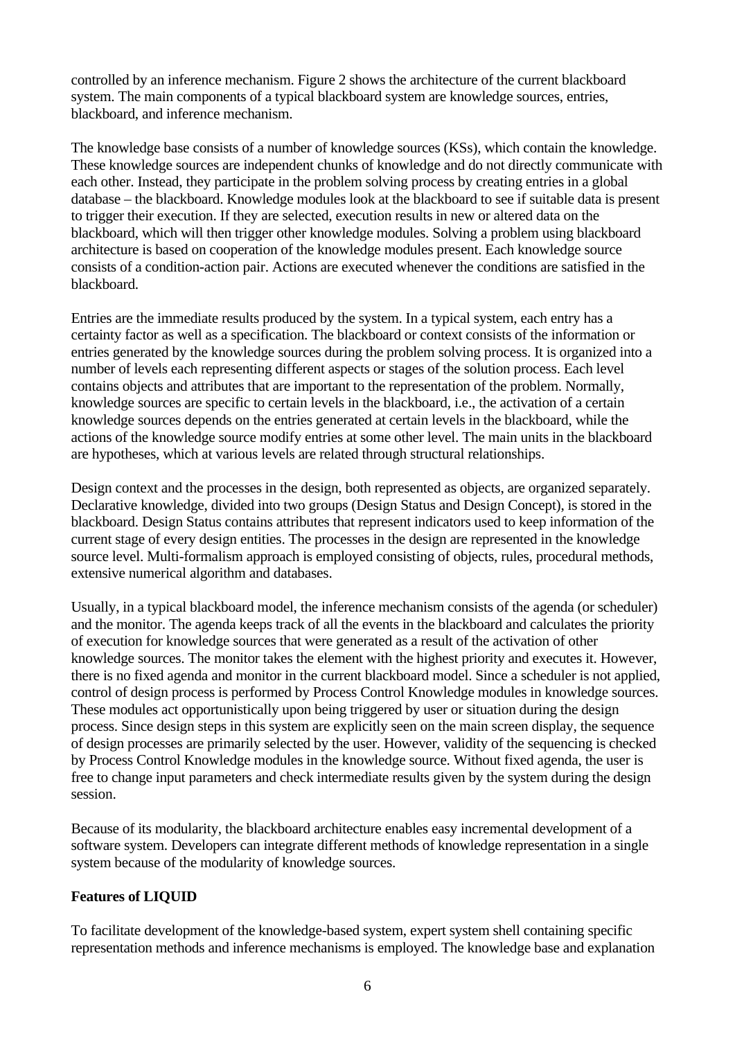controlled by an inference mechanism. Figure 2 shows the architecture of the current blackboard system. The main components of a typical blackboard system are knowledge sources, entries, blackboard, and inference mechanism.

The knowledge base consists of a number of knowledge sources (KSs), which contain the knowledge. These knowledge sources are independent chunks of knowledge and do not directly communicate with each other. Instead, they participate in the problem solving process by creating entries in a global database – the blackboard. Knowledge modules look at the blackboard to see if suitable data is present to trigger their execution. If they are selected, execution results in new or altered data on the blackboard, which will then trigger other knowledge modules. Solving a problem using blackboard architecture is based on cooperation of the knowledge modules present. Each knowledge source consists of a condition-action pair. Actions are executed whenever the conditions are satisfied in the blackboard.

Entries are the immediate results produced by the system. In a typical system, each entry has a certainty factor as well as a specification. The blackboard or context consists of the information or entries generated by the knowledge sources during the problem solving process. It is organized into a number of levels each representing different aspects or stages of the solution process. Each level contains objects and attributes that are important to the representation of the problem. Normally, knowledge sources are specific to certain levels in the blackboard, i.e., the activation of a certain knowledge sources depends on the entries generated at certain levels in the blackboard, while the actions of the knowledge source modify entries at some other level. The main units in the blackboard are hypotheses, which at various levels are related through structural relationships.

Design context and the processes in the design, both represented as objects, are organized separately. Declarative knowledge, divided into two groups (Design Status and Design Concept), is stored in the blackboard. Design Status contains attributes that represent indicators used to keep information of the current stage of every design entities. The processes in the design are represented in the knowledge source level. Multi-formalism approach is employed consisting of objects, rules, procedural methods, extensive numerical algorithm and databases.

Usually, in a typical blackboard model, the inference mechanism consists of the agenda (or scheduler) and the monitor. The agenda keeps track of all the events in the blackboard and calculates the priority of execution for knowledge sources that were generated as a result of the activation of other knowledge sources. The monitor takes the element with the highest priority and executes it. However, there is no fixed agenda and monitor in the current blackboard model. Since a scheduler is not applied, control of design process is performed by Process Control Knowledge modules in knowledge sources. These modules act opportunistically upon being triggered by user or situation during the design process. Since design steps in this system are explicitly seen on the main screen display, the sequence of design processes are primarily selected by the user. However, validity of the sequencing is checked by Process Control Knowledge modules in the knowledge source. Without fixed agenda, the user is free to change input parameters and check intermediate results given by the system during the design session.

Because of its modularity, the blackboard architecture enables easy incremental development of a software system. Developers can integrate different methods of knowledge representation in a single system because of the modularity of knowledge sources.

**Features of LIQUID**

To facilitate development of the knowledge-based system, expert system shell containing specific representation methods and inference mechanisms is employed. The knowledge base and explanation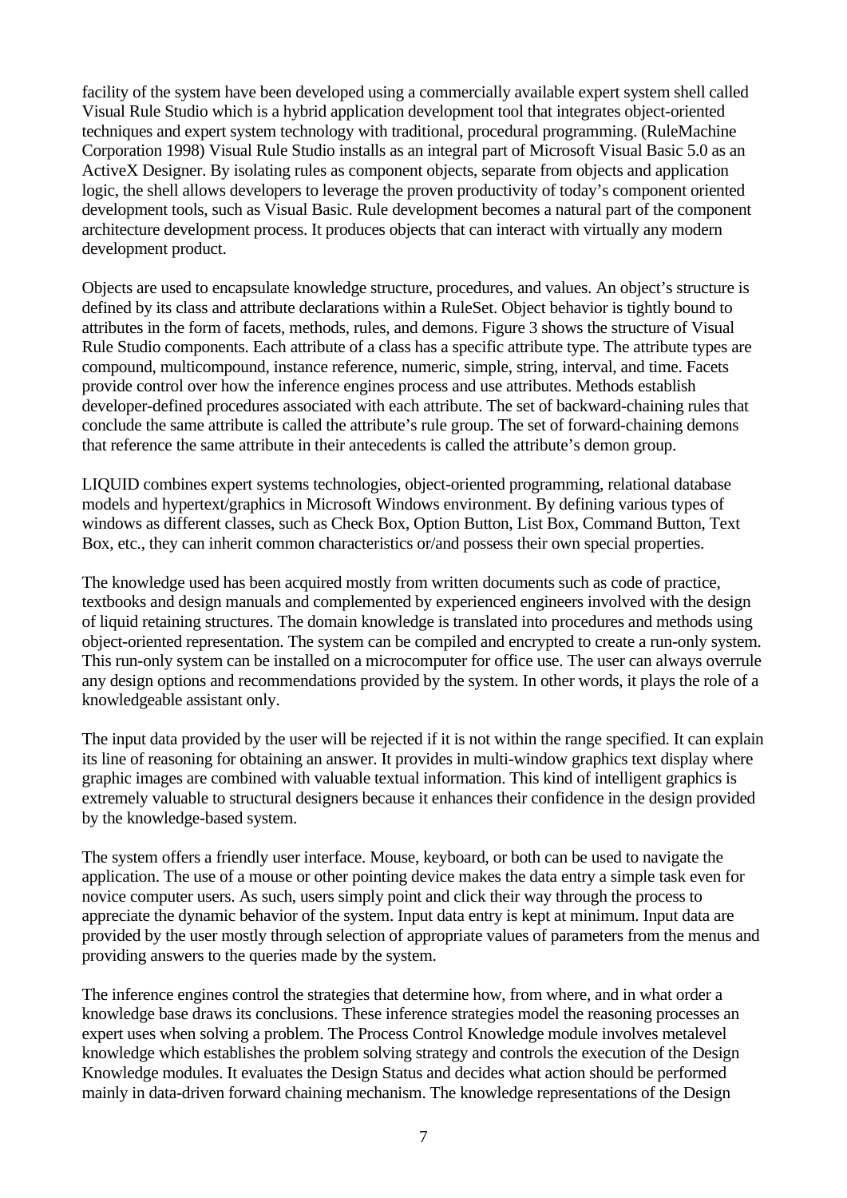facility of the system have been developed using a commercially available expert system shell called Visual Rule Studio which is a hybrid application development tool that integrates object-oriented techniques and expert system technology with traditional, procedural programming. (RuleMachine Corporation 1998) Visual Rule Studio installs as an integral part of Microsoft Visual Basic 5.0 as an ActiveX Designer. By isolating rules as component objects, separate from objects and application logic, the shell allows developers to leverage the proven productivity of today's component oriented development tools, such as Visual Basic. Rule development becomes a natural part of the component architecture development process. It produces objects that can interact with virtually any modern development product.

Objects are used to encapsulate knowledge structure, procedures, and values. An object's structure is defined by its class and attribute declarations within a RuleSet. Object behavior is tightly bound to attributes in the form of facets, methods, rules, and demons. Figure 3 shows the structure of Visual Rule Studio components. Each attribute of a class has a specific attribute type. The attribute types are compound, multicompound, instance reference, numeric, simple, string, interval, and time. Facets provide control over how the inference engines process and use attributes. Methods establish developer-defined procedures associated with each attribute. The set of backward-chaining rules that conclude the same attribute is called the attribute's rule group. The set of forward-chaining demons that reference the same attribute in their antecedents is called the attribute's demon group.

LIQUID combines expert systems technologies, object-oriented programming, relational database models and hypertext/graphics in Microsoft Windows environment. By defining various types of windows as different classes, such as Check Box, Option Button, List Box, Command Button, Text Box, etc., they can inherit common characteristics or/and possess their own special properties.

The knowledge used has been acquired mostly from written documents such as code of practice, textbooks and design manuals and complemented by experienced engineers involved with the design of liquid retaining structures. The domain knowledge is translated into procedures and methods using object-oriented representation. The system can be compiled and encrypted to create a run-only system. This run-only system can be installed on a microcomputer for office use. The user can always overrule any design options and recommendations provided by the system. In other words, it plays the role of a knowledgeable assistant only.

The input data provided by the user will be rejected if it is not within the range specified. It can explain its line of reasoning for obtaining an answer. It provides in multi-window graphics text display where graphic images are combined with valuable textual information. This kind of intelligent graphics is extremely valuable to structural designers because it enhances their confidence in the design provided by the knowledge-based system.

The system offers a friendly user interface. Mouse, keyboard, or both can be used to navigate the application. The use of a mouse or other pointing device makes the data entry a simple task even for novice computer users. As such, users simply point and click their way through the process to appreciate the dynamic behavior of the system. Input data entry is kept at minimum. Input data are provided by the user mostly through selection of appropriate values of parameters from the menus and providing answers to the queries made by the system.

The inference engines control the strategies that determine how, from where, and in what order a knowledge base draws its conclusions. These inference strategies model the reasoning processes an expert uses when solving a problem. The Process Control Knowledge module involves metalevel knowledge which establishes the problem solving strategy and controls the execution of the Design Knowledge modules. It evaluates the Design Status and decides what action should be performed mainly in data-driven forward chaining mechanism. The knowledge representations of the Design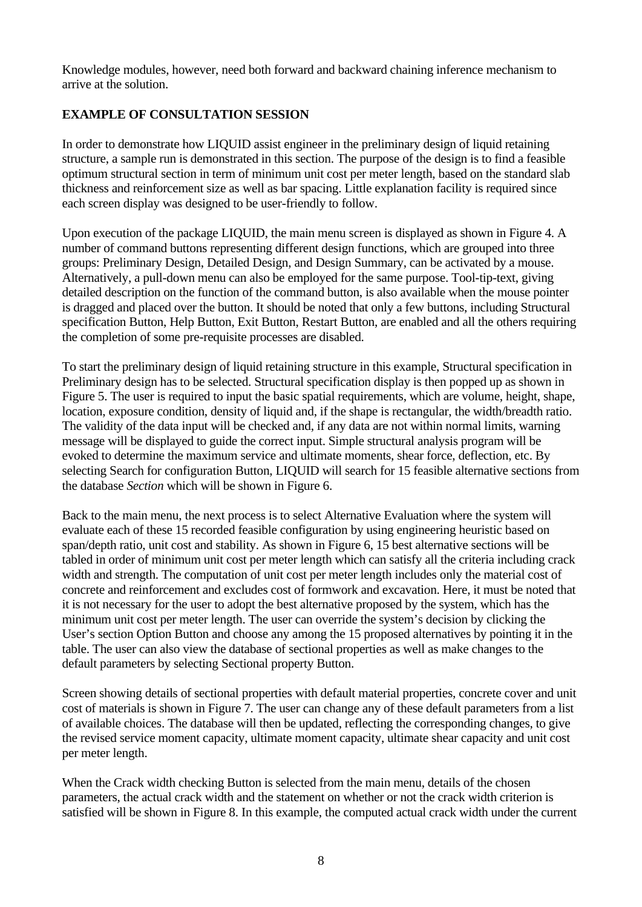Knowledge modules, however, need both forward and backward chaining inference mechanism to arrive at the solution.

## EXAMPLE OF CONSULTATION SESSION

In order to demonstrate how LIQUID assist engineer in the preliminary design of liquid retaining structure, a sample run is demonstrated in this section. The purpose of the design is to find a feasible optimum structural section in term of minimum unit cost per meter length, based on the standard slab thickness and reinforcement size as well as bar spacing. Little explanation facility is required since each screen display was designed to be user-friendly to follow.

Upon execution of the package LIQUID, the main menu screen is displayed as shown in Figure 4. A number of command buttons representing different design functions, which are grouped into three groups: Preliminary Design, Detailed Design, and Design Summary, can be activated by a mouse. Alternatively, a pull-down menu can also be employed for the same purpose. Tool-tip-text, giving detailed description on the function of the command button, is also available when the mouse pointer is dragged and placed over the button. It should be noted that only a few buttons, including Structural specification Button, Help Button, Exit Button, Restart Button, are enabled and all the others requiring the completion of some pre-requisite processes are disabled.

To start the preliminary design of liquid retaining structure in this example, Structural specification in Preliminary design has to be selected. Structural specification display is then popped up as shown in Figure 5. The user is required to input the basic spatial requirements, which are volume, height, shape, location, exposure condition, density of liquid and, if the shape is rectangular, the width/breadth ratio. The validity of the data input will be checked and, if any data are not within normal limits, warning message will be displayed to guide the correct input. Simple structural analysis program will be evoked to determine the maximum service and ultimate moments, shear force, deflection, etc. By selecting Search for configuration Button, LIQUID will search for 15 feasible alternative sections from the database *Section* which will be shown in Figure 6.

Back to the main menu, the next process is to select Alternative Evaluation where the system will evaluate each of these 15 recorded feasible configuration by using engineering heuristic based on span/depth ratio, unit cost and stability. As shown in Figure 6, 15 best alternative sections will be tabled in order of minimum unit cost per meter length which can satisfy all the criteria including crack width and strength. The computation of unit cost per meter length includes only the material cost of concrete and reinforcement and excludes cost of formwork and excavation. Here, it must be noted that it is not necessary for the user to adopt the best alternative proposed by the system, which has the minimum unit cost per meter length. The user can override the system's decision by clicking the User's section Option Button and choose any among the 15 proposed alternatives by pointing it in the table. The user can also view the database of sectional properties as well as make changes to the default parameters by selecting Sectional property Button.

Screen showing details of sectional properties with default material properties, concrete cover and unit cost of materials is shown in Figure 7. The user can change any of these default parameters from a list of available choices. The database will then be updated, reflecting the corresponding changes, to give the revised service moment capacity, ultimate moment capacity, ultimate shear capacity and unit cost per meter length.

When the Crack width checking Button is selected from the main menu, details of the chosen parameters, the actual crack width and the statement on whether or not the crack width criterion is satisfied will be shown in Figure 8. In this example, the computed actual crack width under the current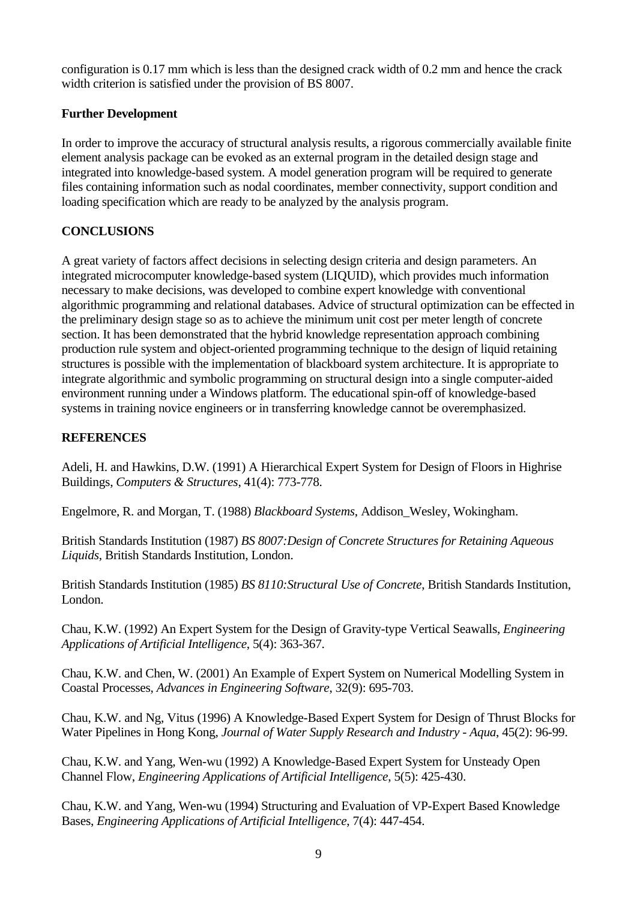configuration is 0.17 mm which is less than the designed crack width of 0.2 mm and hence the crack width criterion is satisfied under the provision of BS 8007.

### Further Development

In order to improve the accuracy of structural analysis results, a rigorous commercially available finite element analysis package can be evoked as an external program in the detailed design stage and integrated into knowledge-based system. A model generation program will be required to generate files containing information such as nodal coordinates, member connectivity, support condition and loading specification which are ready to be analyzed by the analysis program.

## CONCLUSIONS

A great variety of factors affect decisions in selecting design criteria and design parameters. An integrated microcomputer knowledge-based system (LIQUID), which provides much information necessary to make decisions, was developed to combine expert knowledge with conventional algorithmic programming and relational databases. Advice of structural optimization can be effected in the preliminary design stage so as to achieve the minimum unit cost per meter length of concrete section. It has been demonstrated that the hybrid knowledge representation approach combining production rule system and object-oriented programming technique to the design of liquid retaining structures is possible with the implementation of blackboard system architecture. It is appropriate to integrate algorithmic and symbolic programming on structural design into a single computer-aided environment running under a Windows platform. The educational spin-off of knowledge-based systems in training novice engineers or in transferring knowledge cannot be overemphasized.

## REFERENCES

Adeli, H. and Hawkins, D.W. (1991) A Hierarchical Expert System for Design of Floors in Highrise Buildings, *Computers & Structures*, 41(4): 773-778.

Engelmore, R. and Morgan, T. (1988) *Blackboard Systems*, Addison_Wesley, Wokingham.

British Standards Institution (1987) *BS 8007:Design of Concrete Structures for Retaining Aqueous Liquids*, British Standards Institution, London.

British Standards Institution (1985) *BS 8110:Structural Use of Concrete*, British Standards Institution, London.

Chau, K.W. (1992) An Expert System for the Design of Gravity-type Vertical Seawalls, *Engineering Applications of Artificial Intelligence*, 5(4): 363-367.

Chau, K.W. and Chen, W. (2001) An Example of Expert System on Numerical Modelling System in Coastal Processes, *Advances in Engineering Software*, 32(9): 695-703.

Chau, K.W. and Ng, Vitus (1996) A Knowledge-Based Expert System for Design of Thrust Blocks for Water Pipelines in Hong Kong, *Journal of Water Supply Research and Industry - Aqua*, 45(2): 96-99.

Chau, K.W. and Yang, Wen-wu (1992) A Knowledge-Based Expert System for Unsteady Open Channel Flow, *Engineering Applications of Artificial Intelligence*, 5(5): 425-430.

Chau, K.W. and Yang, Wen-wu (1994) Structuring and Evaluation of VP-Expert Based Knowledge Bases, *Engineering Applications of Artificial Intelligence*, 7(4): 447-454.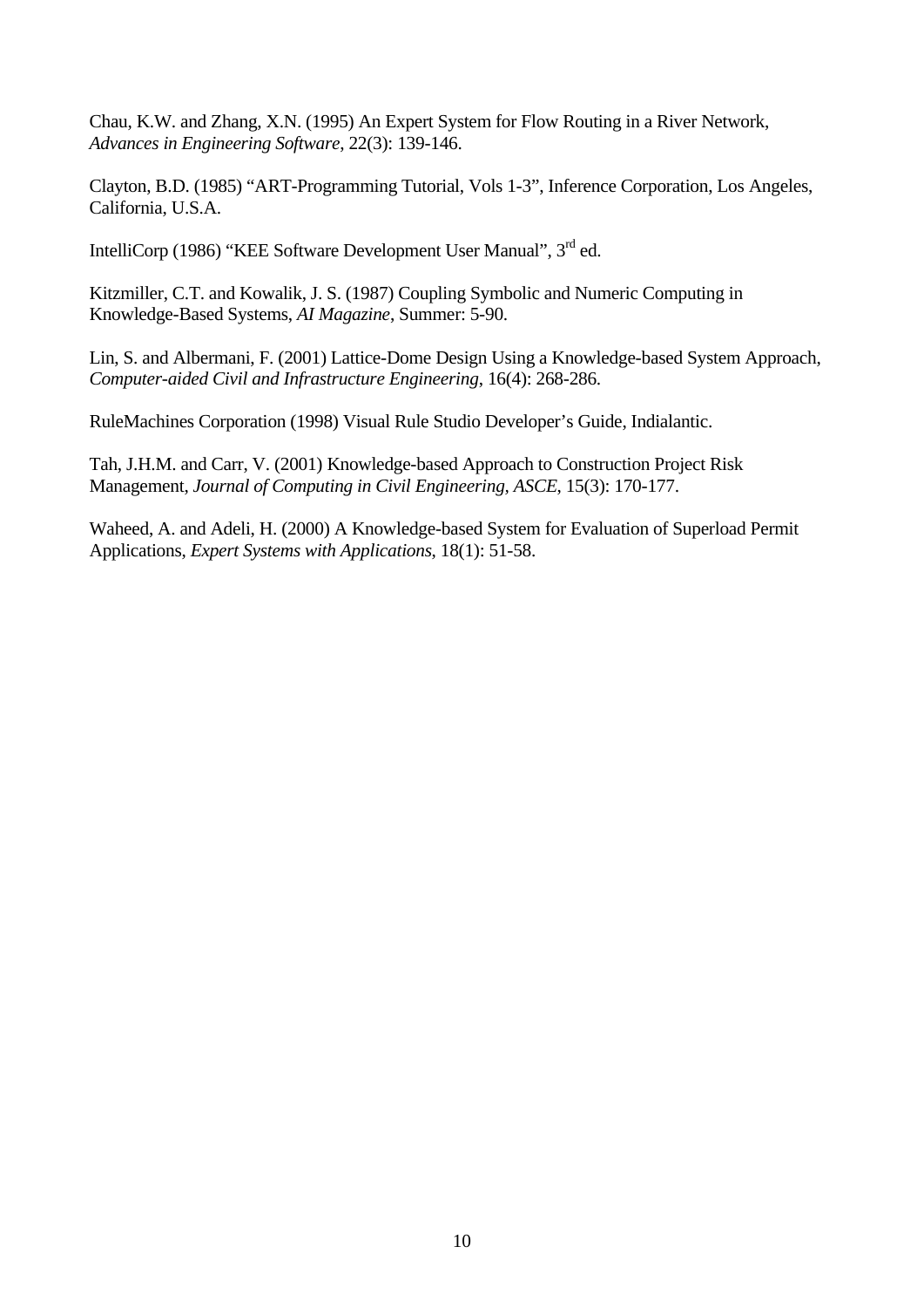Chau, K.W. and Zhang, X.N. (1995) An Expert System for Flow Routing in a River Network, *Advances in Engineering Software*, 22(3): 139-146.

Clayton, B.D. (1985) "ART-Programming Tutorial, Vols 1-3", Inference Corporation, Los Angeles, California, U.S.A.

IntelliCorp (1986) "KEE Software Development User Manual", 3rd ed.

Kitzmiller, C.T. and Kowalik, J. S. (1987) Coupling Symbolic and Numeric Computing in Knowledge-Based Systems, *AI Magazine*, Summer: 5-90.

Lin, S. and Albermani, F. (2001) Lattice-Dome Design Using a Knowledge-based System Approach, *Computer-aided Civil and Infrastructure Engineering*, 16(4): 268-286.

RuleMachines Corporation (1998) Visual Rule Studio Developer's Guide, Indialantic.

Tah, J.H.M. and Carr, V. (2001) Knowledge-based Approach to Construction Project Risk Management, *Journal of Computing in Civil Engineering, ASCE*, 15(3): 170-177.

Waheed, A. and Adeli, H. (2000) A Knowledge-based System for Evaluation of Superload Permit Applications, *Expert Systems with Applications*, 18(1): 51-58.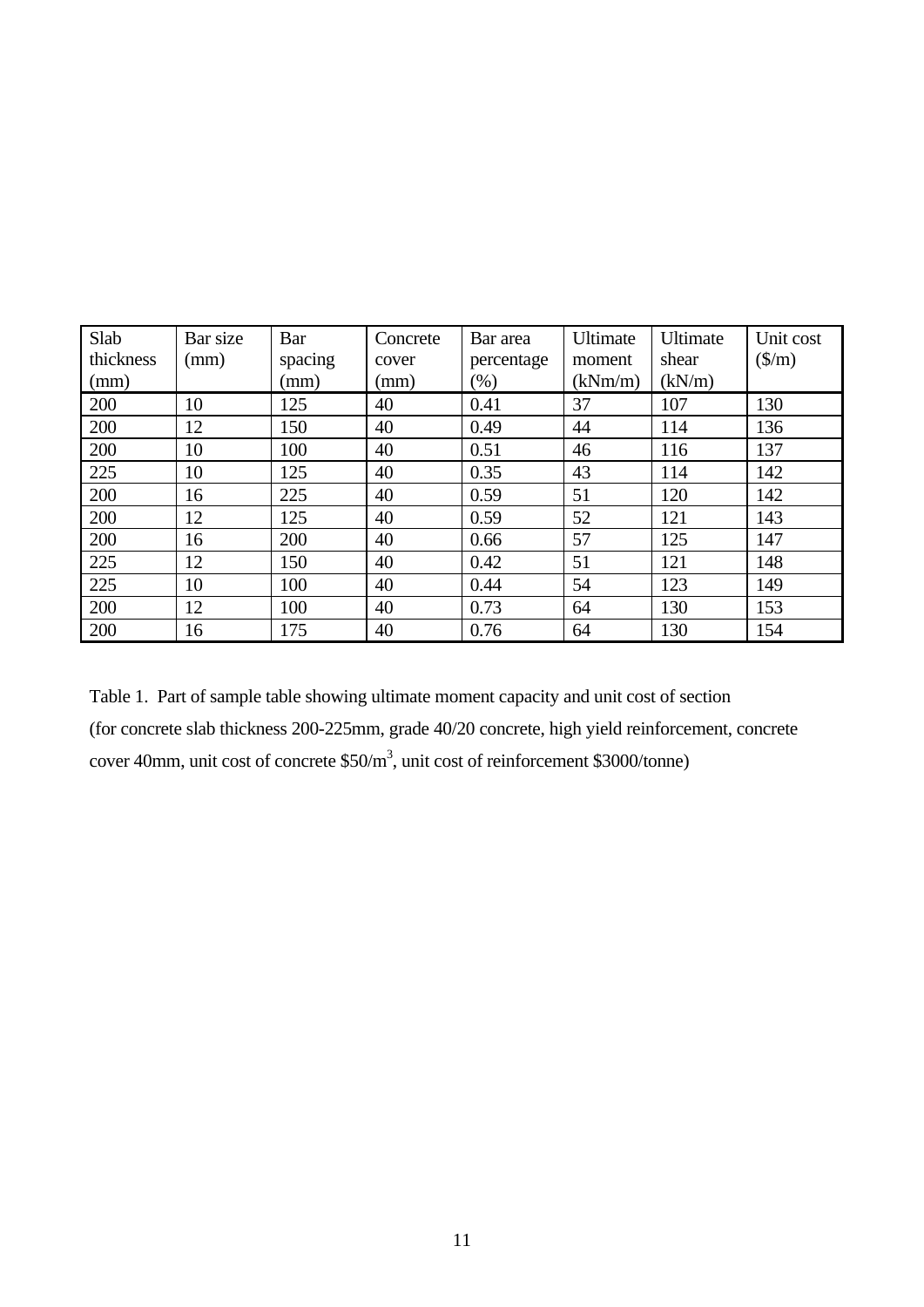| Slab thickness (mm) | Bar size (mm) | Bar spacing (mm) | Concrete cover (mm) | Bar area percentage (%) | Ultimate moment (kNm/m) | Ultimate shear (kN/m) | Unit cost ($/m) |
|---|---|---|---|---|---|---|---|
| 200 | 10 | 125 | 40 | 0.41 | 37 | 107 | 130 |
| 200 | 12 | 150 | 40 | 0.49 | 44 | 114 | 136 |
| 200 | 10 | 100 | 40 | 0.51 | 46 | 116 | 137 |
| 225 | 10 | 125 | 40 | 0.35 | 43 | 114 | 142 |
| 200 | 16 | 225 | 40 | 0.59 | 51 | 120 | 142 |
| 200 | 12 | 125 | 40 | 0.59 | 52 | 121 | 143 |
| 200 | 16 | 200 | 40 | 0.66 | 57 | 125 | 147 |
| 225 | 12 | 150 | 40 | 0.42 | 51 | 121 | 148 |
| 225 | 10 | 100 | 40 | 0.44 | 54 | 123 | 149 |
| 200 | 12 | 100 | 40 | 0.73 | 64 | 130 | 153 |
| 200 | 16 | 175 | 40 | 0.76 | 64 | 130 | 154 |

Table 1. Part of sample table showing ultimate moment capacity and unit cost of section (for concrete slab thickness 200-225mm, grade 40/20 concrete, high yield reinforcement, concrete cover 40mm, unit cost of concrete \$50/m$^3$, unit cost of reinforcement \$3000/tonne)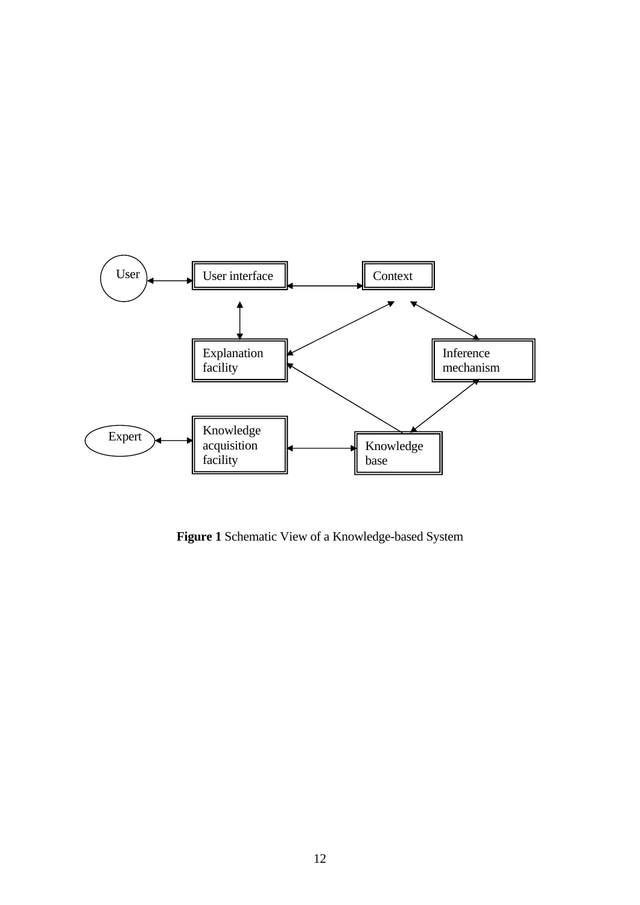**Figure 1** Schematic View of a Knowledge-based System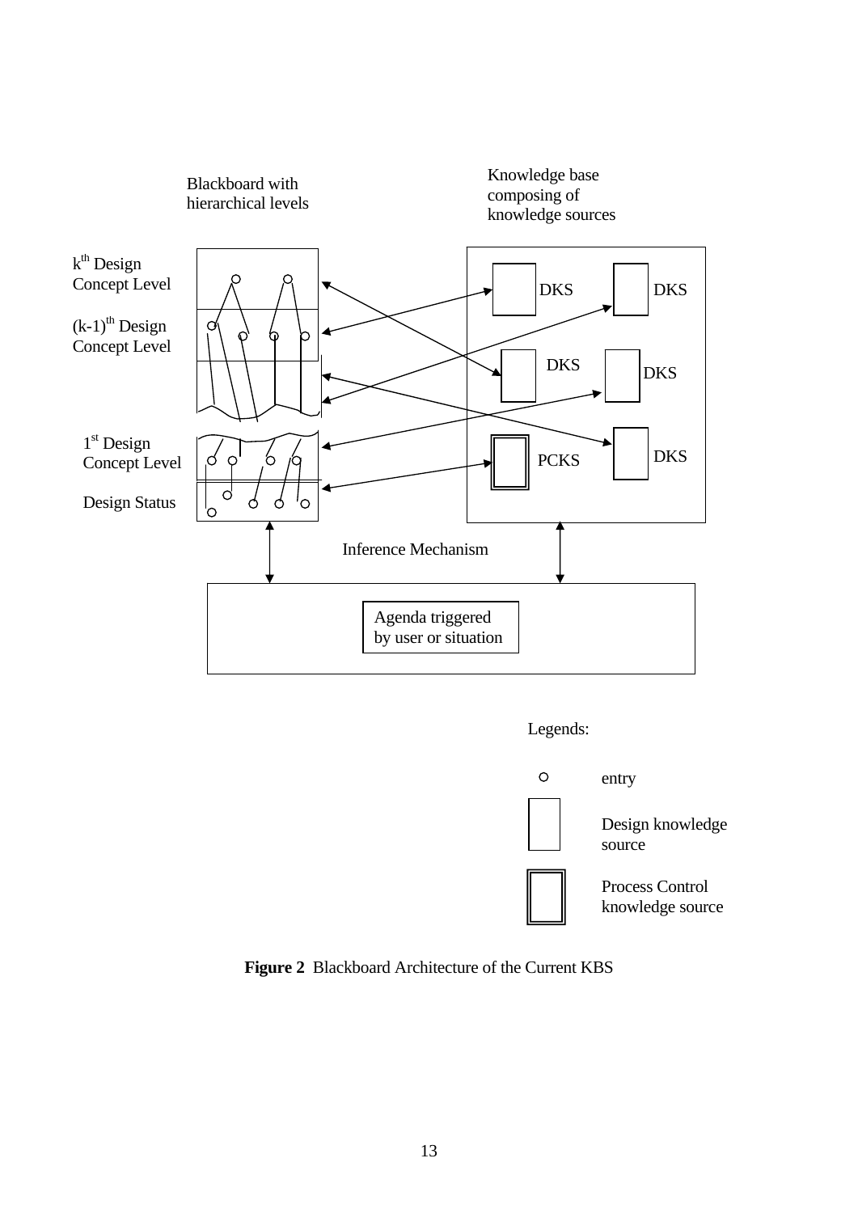Blackboard with hierarchical levels

Knowledge base composing of knowledge sources

$k^{th}$ Design Concept Level

$(k\text{-}1)^{th}$ Design Concept Level

$1^{st}$ Design Concept Level

Design Status

DKS

DKS

DKS

DKS

DKS

PCKS

Inference Mechanism

Agenda triggered by user or situation

Legends:

entry

Design knowledge source

Process Control knowledge source

**Figure 2** Blackboard Architecture of the Current KBS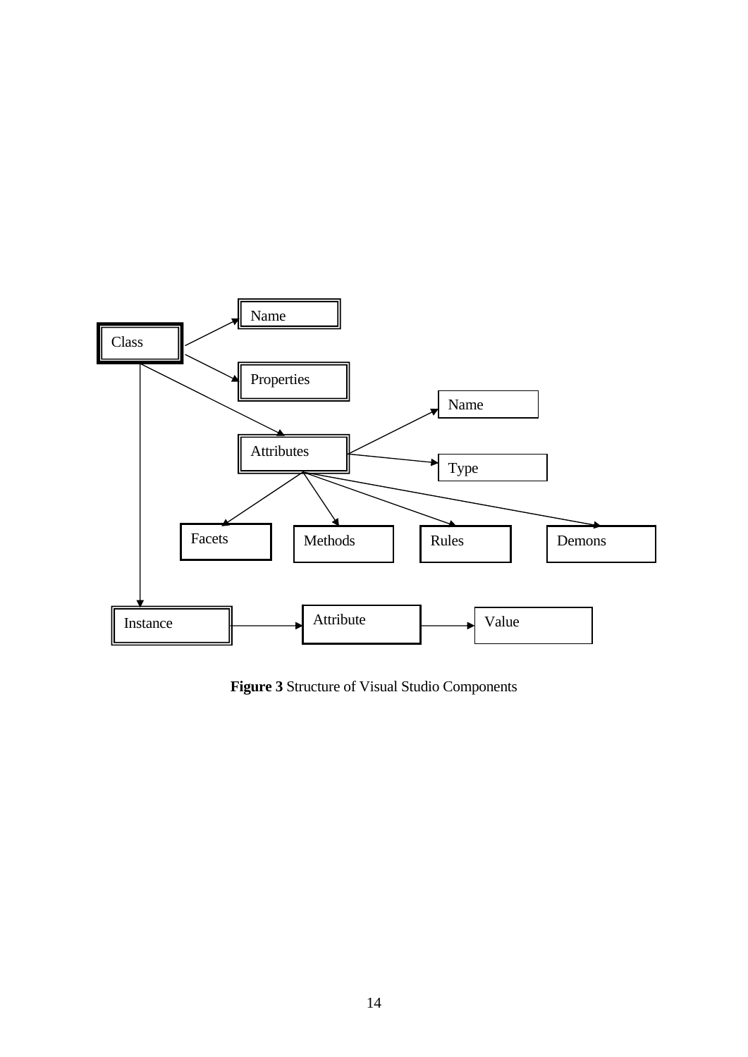**Figure 3** Structure of Visual Studio Components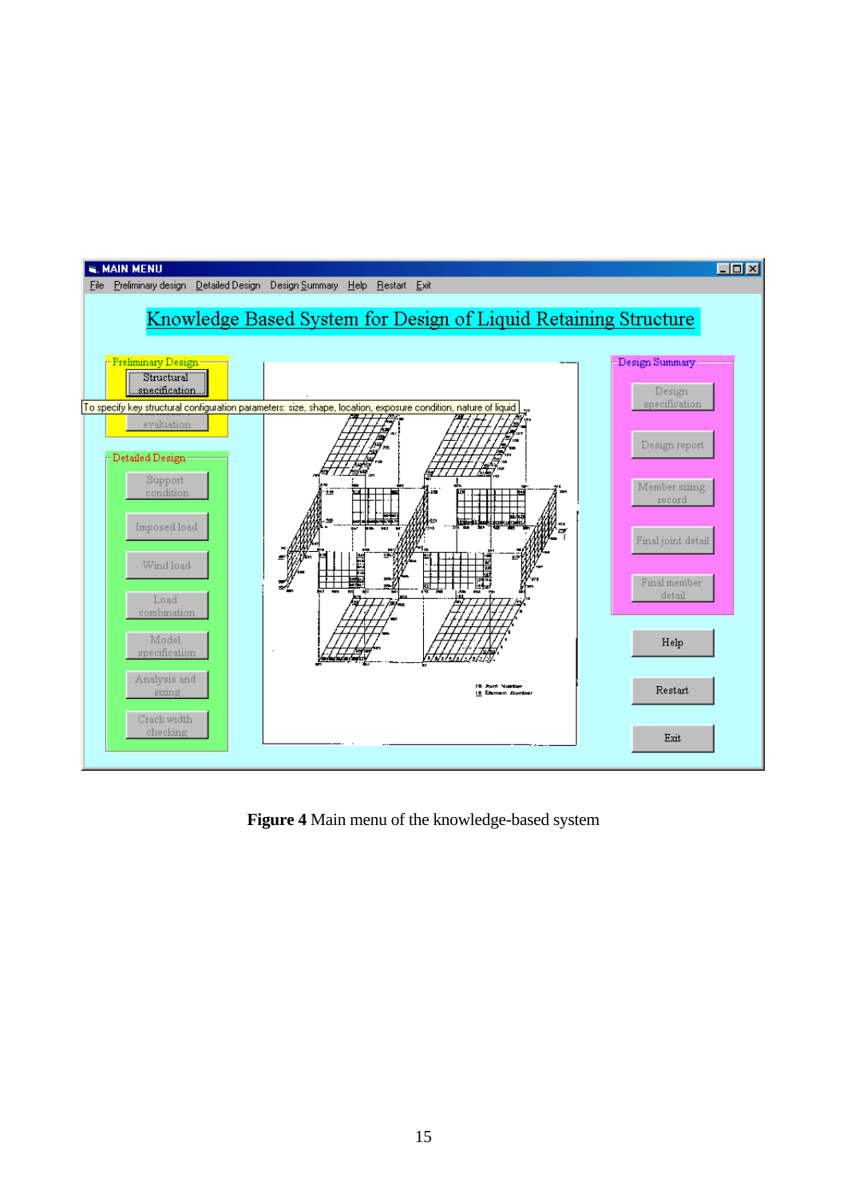**Figure 4** Main menu of the knowledge-based system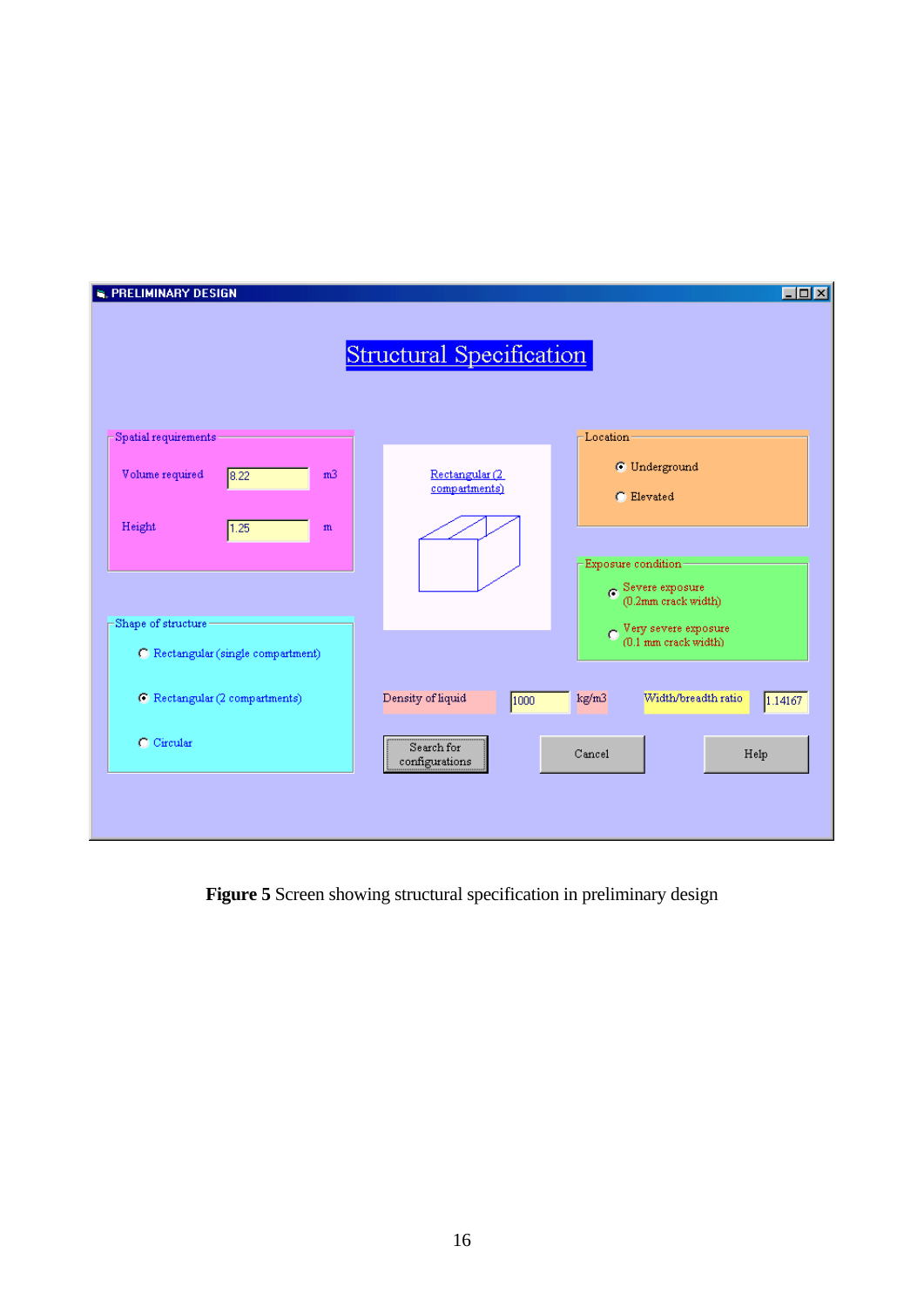**Figure 5** Screen showing structural specification in preliminary design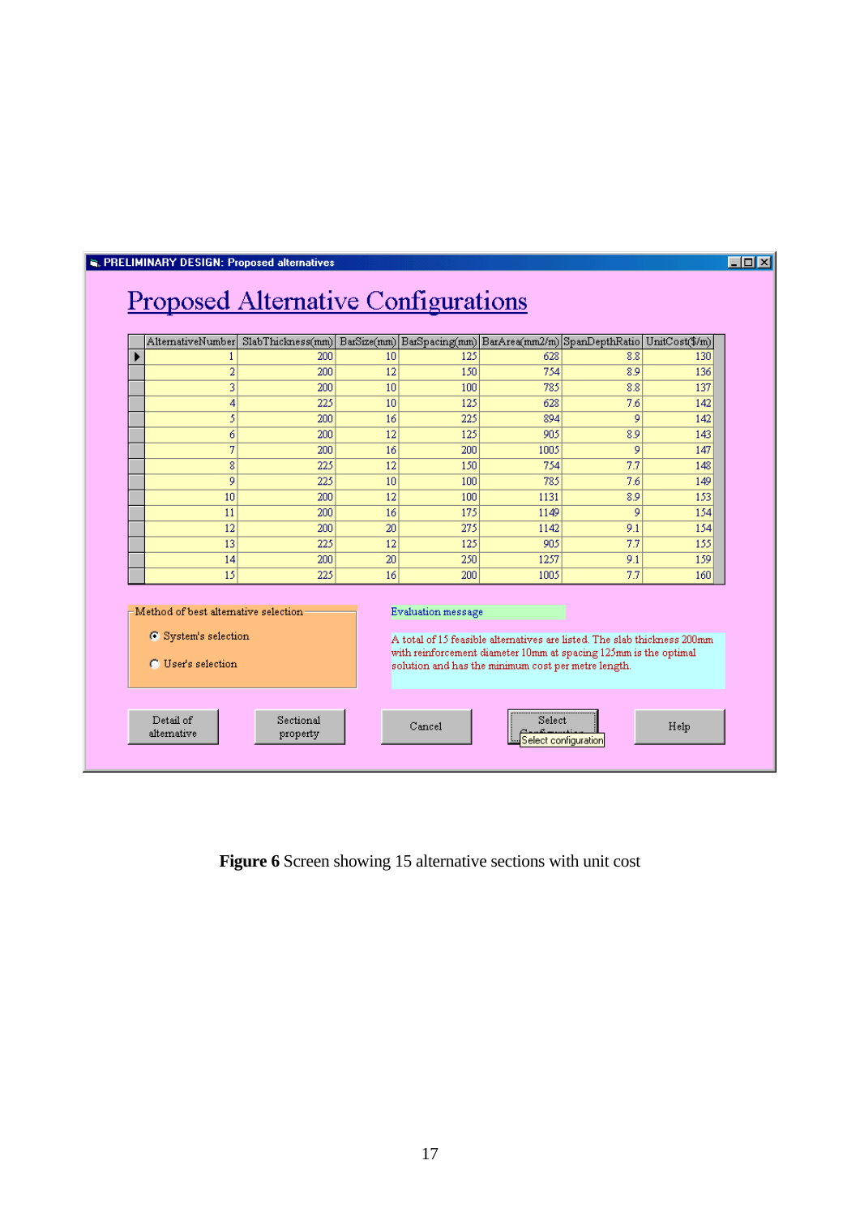PRELIMINARY DESIGN: Proposed alternatives

# Proposed Alternative Configurations

| AlternativeNumber | SlabThickness(mm) | BarSize(mm) | BarSpacing(mm) | BarArea(mm2/m) | SpanDepthRatio | UnitCost($/m) |
|---|---|---|---|---|---|---|
| 1 | 200 | 10 | 125 | 628 | 8.8 | 130 |
| 2 | 200 | 12 | 150 | 754 | 8.9 | 136 |
| 3 | 200 | 10 | 100 | 785 | 8.8 | 137 |
| 4 | 225 | 10 | 125 | 628 | 7.6 | 142 |
| 5 | 200 | 16 | 225 | 894 | 9 | 142 |
| 6 | 200 | 12 | 125 | 905 | 8.9 | 143 |
| 7 | 200 | 16 | 200 | 1005 | 9 | 147 |
| 8 | 225 | 12 | 150 | 754 | 7.7 | 148 |
| 9 | 225 | 10 | 100 | 785 | 7.6 | 149 |
| 10 | 200 | 12 | 100 | 1131 | 8.9 | 153 |
| 11 | 200 | 16 | 175 | 1149 | 9 | 154 |
| 12 | 200 | 20 | 275 | 1142 | 9.1 | 154 |
| 13 | 225 | 12 | 125 | 905 | 7.7 | 155 |
| 14 | 200 | 20 | 250 | 1257 | 9.1 | 159 |
| 15 | 225 | 16 | 200 | 1005 | 7.7 | 160 |

Method of best alternative selection

- (•) System's selection
- ( ) User's selection

Evaluation message

A total of 15 feasible alternatives are listed. The slab thickness 200mm with reinforcement diameter 10mm at spacing 125mm is the optimal solution and has the minimum cost per metre length.

Detail of alternative | Sectional property | Cancel | Select Configuration | Help

Select configuration

**Figure 6** Screen showing 15 alternative sections with unit cost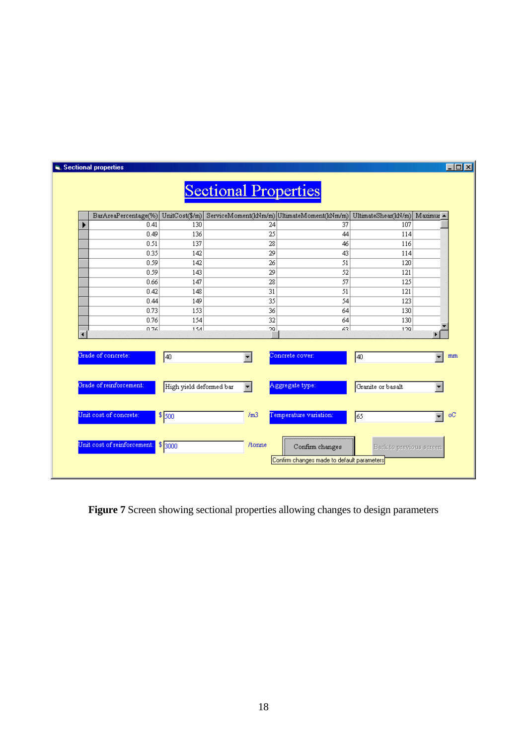**Sectional properties**

# Sectional Properties

| BarAreaPercentage(%) | UnitCost($/m) | ServiceMoment(kNm/m) | UltimateMoment(kNm/m) | UltimateShear(kN/m) | Maximur |
|---|---|---|---|---|---|
| 0.41 | 130 | 24 | 37 | 107 | |
| 0.49 | 136 | 25 | 44 | 114 | |
| 0.51 | 137 | 28 | 46 | 116 | |
| 0.35 | 142 | 29 | 43 | 114 | |
| 0.59 | 142 | 26 | 51 | 120 | |
| 0.59 | 143 | 29 | 52 | 121 | |
| 0.66 | 147 | 28 | 57 | 125 | |
| 0.42 | 148 | 31 | 51 | 121 | |
| 0.44 | 149 | 35 | 54 | 123 | |
| 0.73 | 153 | 36 | 64 | 130 | |
| 0.76 | 154 | 32 | 64 | 130 | |
| 0.76 | 154 | 29 | 63 | 129 | |

Grade of concrete: 40

Concrete cover: 40 mm

Grade of reinforcement: High yield deformed bar

Aggregate type: Granite or basalt

Unit cost of concrete: $ 500 /m3

Temperature variation: 65 oC

Unit cost of reinforcement: $ 3000 /tonne

Confirm changes

Back to previous screen

Confirm changes made to default parameters

**Figure 7** Screen showing sectional properties allowing changes to design parameters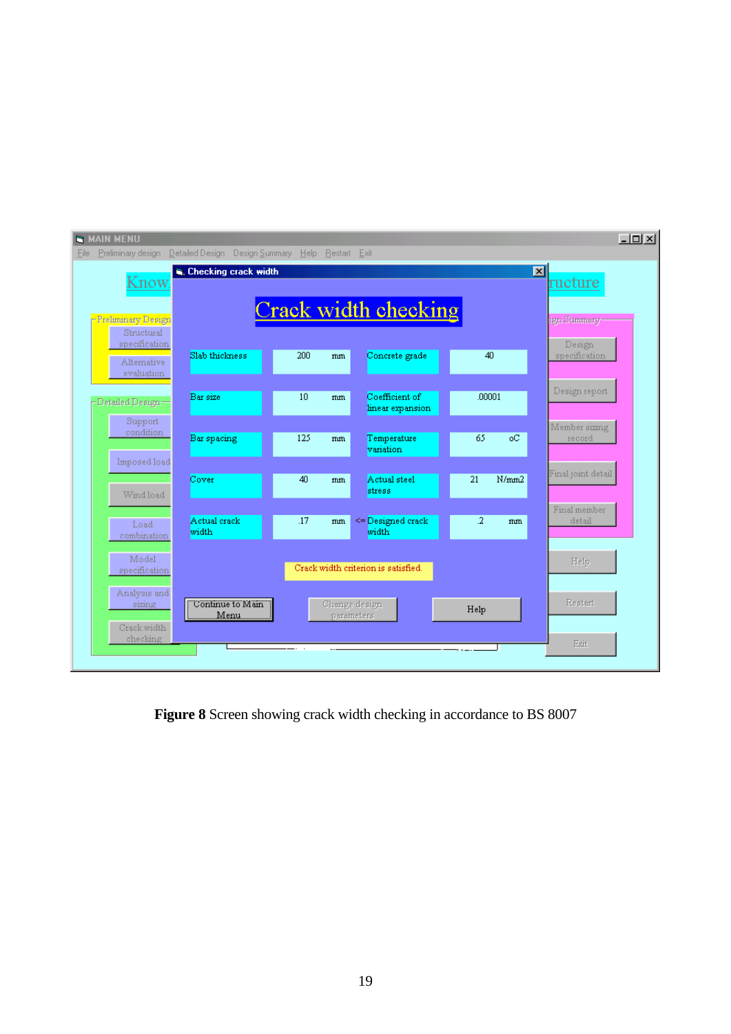**Figure 8** Screen showing crack width checking in accordance to BS 8007